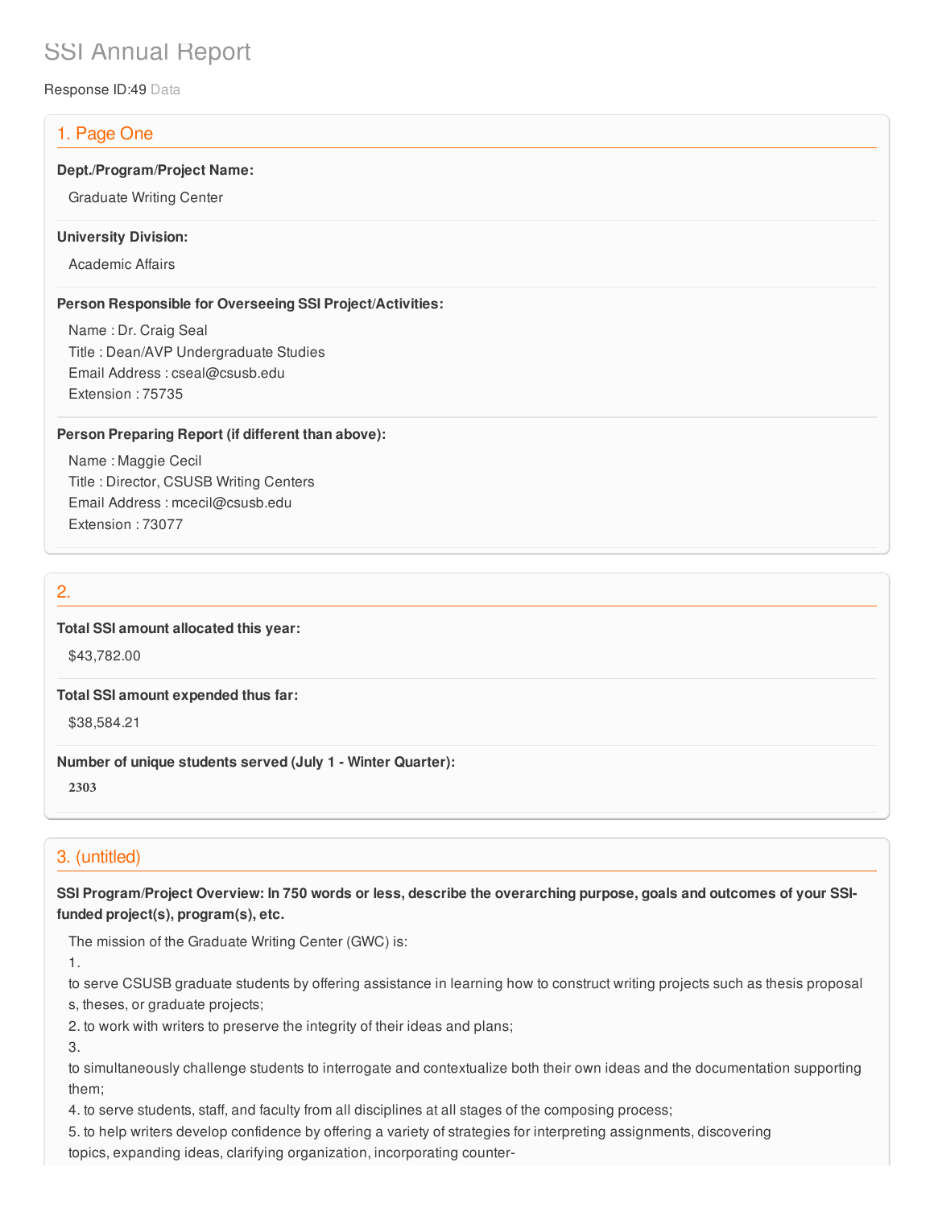# SSI Annual Report

Response ID:49 Data

## 1. Page One

**Dept./Program/Project Name:**

Graduate Writing Center

**University Division:**

Academic Affairs

**Person Responsible for Overseeing SSI Project/Activities:**

Name : Dr. Craig Seal
Title : Dean/AVP Undergraduate Studies
Email Address : cseal@csusb.edu
Extension : 75735

**Person Preparing Report (if different than above):**

Name : Maggie Cecil
Title : Director, CSUSB Writing Centers
Email Address : mcecil@csusb.edu
Extension : 73077

## 2.

**Total SSI amount allocated this year:**

$43,782.00

**Total SSI amount expended thus far:**

$38,584.21

**Number of unique students served (July 1 - Winter Quarter):**

2303

## 3. (untitled)

**SSI Program/Project Overview: In 750 words or less, describe the overarching purpose, goals and outcomes of your SSI-funded project(s), program(s), etc.**

The mission of the Graduate Writing Center (GWC) is:

1. to serve CSUSB graduate students by offering assistance in learning how to construct writing projects such as thesis proposals, theses, or graduate projects;
2. to work with writers to preserve the integrity of their ideas and plans;
3. to simultaneously challenge students to interrogate and contextualize both their own ideas and the documentation supporting them;
4. to serve students, staff, and faculty from all disciplines at all stages of the composing process;
5. to help writers develop confidence by offering a variety of strategies for interpreting assignments, discovering topics, expanding ideas, clarifying organization, incorporating counter-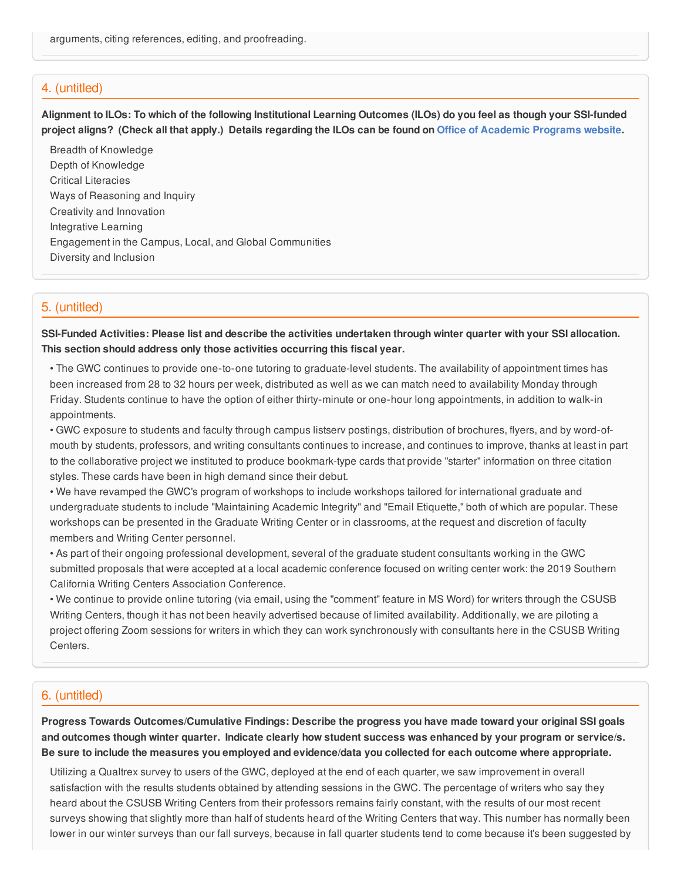arguments, citing references, editing, and proofreading.

## 4. (untitled)

**Alignment to ILOs: To which of the following Institutional Learning Outcomes (ILOs) do you feel as though your SSI-funded project aligns? (Check all that apply.) Details regarding the ILOs can be found on Office of Academic Programs website.**

Breadth of Knowledge
Depth of Knowledge
Critical Literacies
Ways of Reasoning and Inquiry
Creativity and Innovation
Integrative Learning
Engagement in the Campus, Local, and Global Communities
Diversity and Inclusion

## 5. (untitled)

**SSI-Funded Activities: Please list and describe the activities undertaken through winter quarter with your SSI allocation. This section should address only those activities occurring this fiscal year.**

• The GWC continues to provide one-to-one tutoring to graduate-level students. The availability of appointment times has been increased from 28 to 32 hours per week, distributed as well as we can match need to availability Monday through Friday. Students continue to have the option of either thirty-minute or one-hour long appointments, in addition to walk-in appointments.
• GWC exposure to students and faculty through campus listserv postings, distribution of brochures, flyers, and by word-of-mouth by students, professors, and writing consultants continues to increase, and continues to improve, thanks at least in part to the collaborative project we instituted to produce bookmark-type cards that provide "starter" information on three citation styles. These cards have been in high demand since their debut.
• We have revamped the GWC's program of workshops to include workshops tailored for international graduate and undergraduate students to include "Maintaining Academic Integrity" and "Email Etiquette," both of which are popular. These workshops can be presented in the Graduate Writing Center or in classrooms, at the request and discretion of faculty members and Writing Center personnel.
• As part of their ongoing professional development, several of the graduate student consultants working in the GWC submitted proposals that were accepted at a local academic conference focused on writing center work: the 2019 Southern California Writing Centers Association Conference.
• We continue to provide online tutoring (via email, using the "comment" feature in MS Word) for writers through the CSUSB Writing Centers, though it has not been heavily advertised because of limited availability. Additionally, we are piloting a project offering Zoom sessions for writers in which they can work synchronously with consultants here in the CSUSB Writing Centers.

## 6. (untitled)

**Progress Towards Outcomes/Cumulative Findings: Describe the progress you have made toward your original SSI goals and outcomes though winter quarter. Indicate clearly how student success was enhanced by your program or service/s. Be sure to include the measures you employed and evidence/data you collected for each outcome where appropriate.**

Utilizing a Qualtrex survey to users of the GWC, deployed at the end of each quarter, we saw improvement in overall satisfaction with the results students obtained by attending sessions in the GWC. The percentage of writers who say they heard about the CSUSB Writing Centers from their professors remains fairly constant, with the results of our most recent surveys showing that slightly more than half of students heard of the Writing Centers that way. This number has normally been lower in our winter surveys than our fall surveys, because in fall quarter students tend to come because it's been suggested by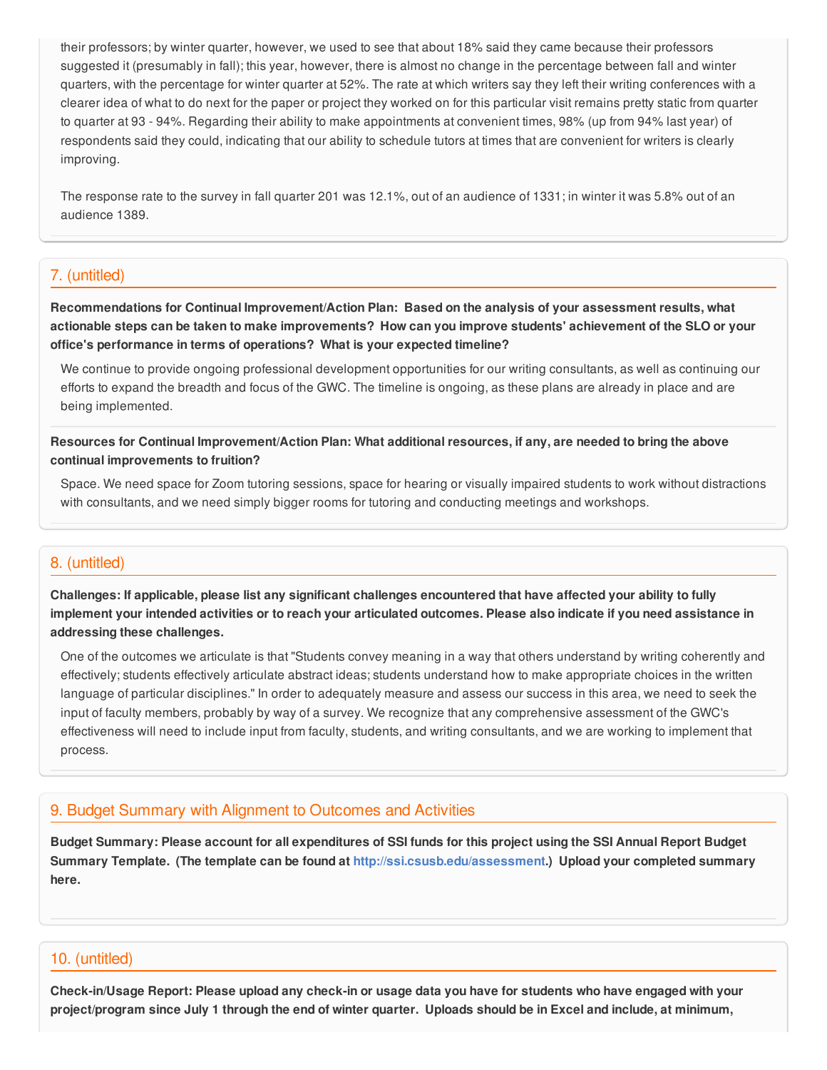their professors; by winter quarter, however, we used to see that about 18% said they came because their professors suggested it (presumably in fall); this year, however, there is almost no change in the percentage between fall and winter quarters, with the percentage for winter quarter at 52%. The rate at which writers say they left their writing conferences with a clearer idea of what to do next for the paper or project they worked on for this particular visit remains pretty static from quarter to quarter at 93 - 94%. Regarding their ability to make appointments at convenient times, 98% (up from 94% last year) of respondents said they could, indicating that our ability to schedule tutors at times that are convenient for writers is clearly improving.

The response rate to the survey in fall quarter 201 was 12.1%, out of an audience of 1331; in winter it was 5.8% out of an audience 1389.

## 7. (untitled)

**Recommendations for Continual Improvement/Action Plan: Based on the analysis of your assessment results, what actionable steps can be taken to make improvements? How can you improve students' achievement of the SLO or your office's performance in terms of operations? What is your expected timeline?**

We continue to provide ongoing professional development opportunities for our writing consultants, as well as continuing our efforts to expand the breadth and focus of the GWC. The timeline is ongoing, as these plans are already in place and are being implemented.

**Resources for Continual Improvement/Action Plan: What additional resources, if any, are needed to bring the above continual improvements to fruition?**

Space. We need space for Zoom tutoring sessions, space for hearing or visually impaired students to work without distractions with consultants, and we need simply bigger rooms for tutoring and conducting meetings and workshops.

## 8. (untitled)

**Challenges: If applicable, please list any significant challenges encountered that have affected your ability to fully implement your intended activities or to reach your articulated outcomes. Please also indicate if you need assistance in addressing these challenges.**

One of the outcomes we articulate is that "Students convey meaning in a way that others understand by writing coherently and effectively; students effectively articulate abstract ideas; students understand how to make appropriate choices in the written language of particular disciplines." In order to adequately measure and assess our success in this area, we need to seek the input of faculty members, probably by way of a survey. We recognize that any comprehensive assessment of the GWC's effectiveness will need to include input from faculty, students, and writing consultants, and we are working to implement that process.

## 9. Budget Summary with Alignment to Outcomes and Activities

**Budget Summary: Please account for all expenditures of SSI funds for this project using the SSI Annual Report Budget Summary Template. (The template can be found at http://ssi.csusb.edu/assessment.) Upload your completed summary here.**

## 10. (untitled)

**Check-in/Usage Report: Please upload any check-in or usage data you have for students who have engaged with your project/program since July 1 through the end of winter quarter. Uploads should be in Excel and include, at minimum,**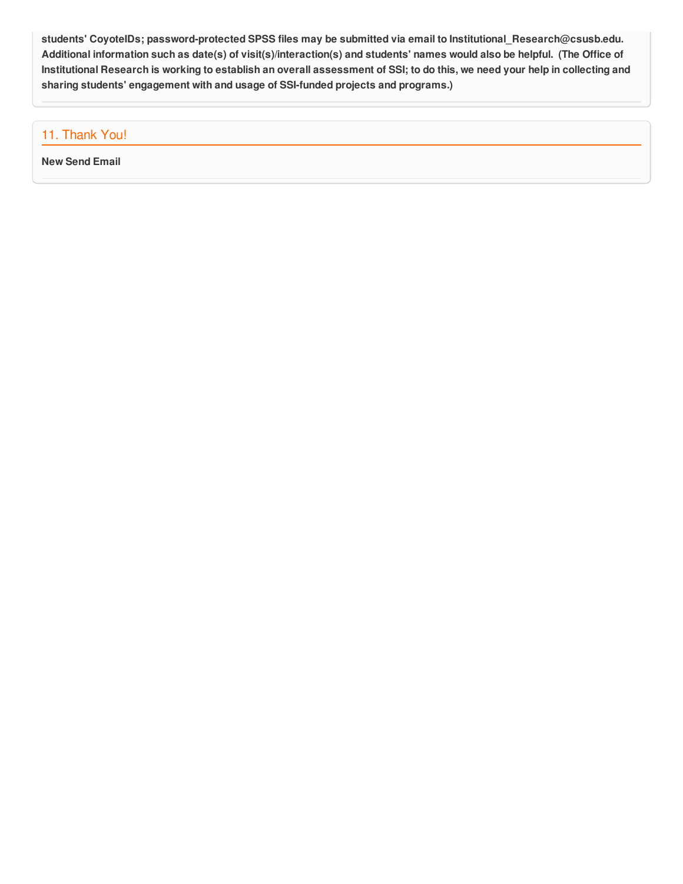**students' CoyoteIDs; password-protected SPSS files may be submitted via email to Institutional_Research@csusb.edu. Additional information such as date(s) of visit(s)/interaction(s) and students' names would also be helpful. (The Office of Institutional Research is working to establish an overall assessment of SSI; to do this, we need your help in collecting and sharing students' engagement with and usage of SSI-funded projects and programs.)**

## 11. Thank You!

**New Send Email**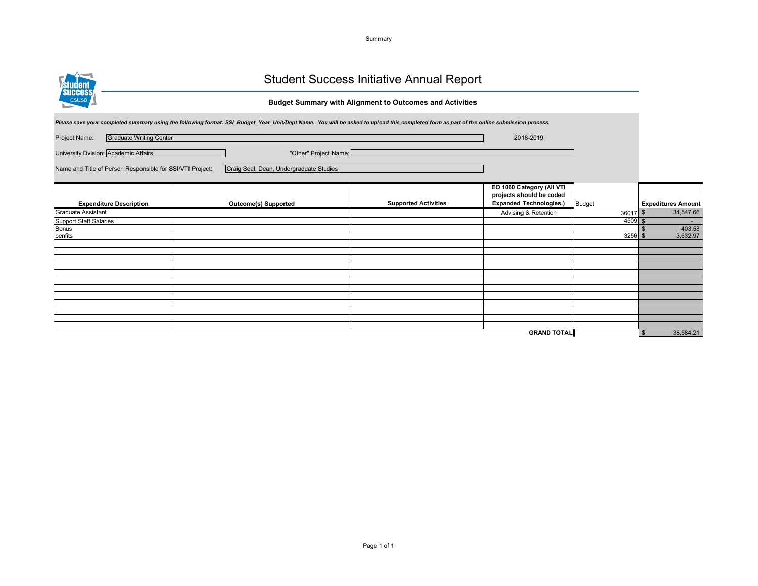# Student Success Initiative Annual Report

**Budget Summary with Alignment to Outcomes and Activities**

***Please save your completed summary using the following format: SSI_Budget_Year_Unit/Dept Name. You will be asked to upload this completed form as part of the online submission process.***

Project Name: Graduate Writing Center

2018-2019

University Dvision: Academic Affairs

"Other" Project Name:

Name and Title of Person Responsible for SSI/VTI Project: Craig Seal, Dean, Undergraduate Studies

| Expenditure Description | Outcome(s) Supported | Supported Activities | EO 1060 Category (All VTI projects should be coded Expanded Technologies.) | Budget | Expeditures Amount |
|---|---|---|---|---|---|
| Graduate Assistant | | | Advising & Retention | 36017 | $ 34,547.66 |
| Support Staff Salaries | | | | 4509 | $ - |
| Bonus | | | | | $ 403.58 |
| benfits | | | | 3256 | $ 3,632.97 |
| | | | **GRAND TOTAL** | | $ 38,584.21 |